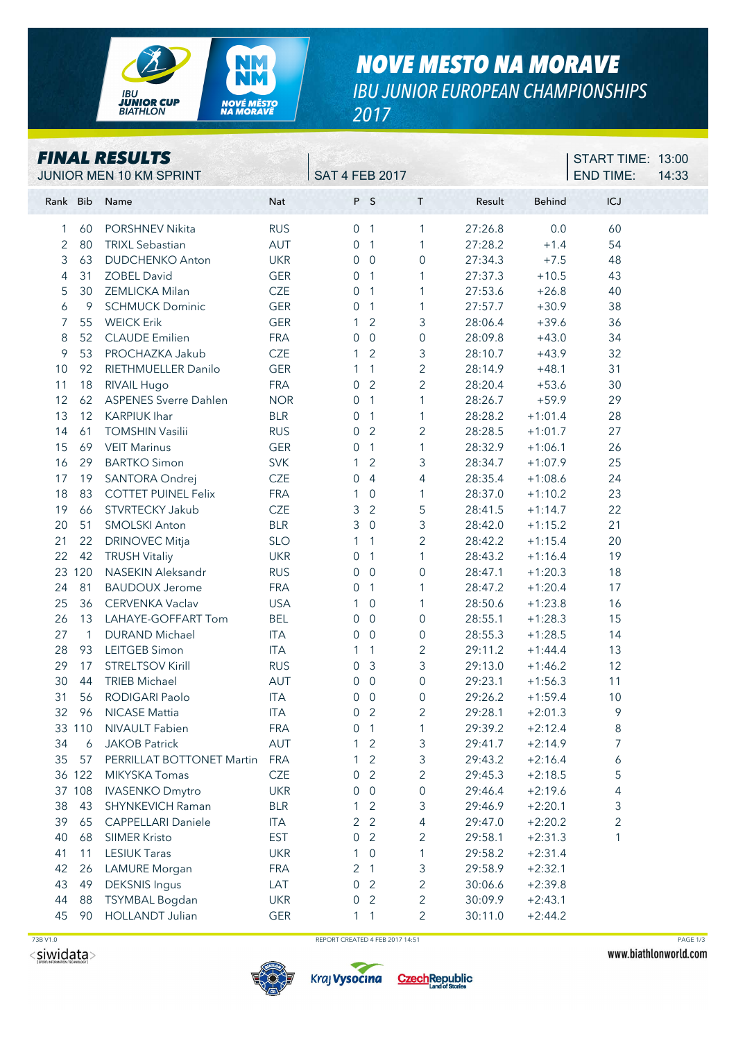# NOVE MESTO NA MORAVE

## IBU JUNIOR EUROPEAN CHAMPIONSHIPS 2017

## FINAL RESULTS

JUNIOR MEN 10 KM SPRINT

SAT 4 FEB 2017

START TIME: 13:00
END TIME: 14:33

| Rank | Bib | Name | Nat | P | S | T | Result | Behind | ICJ |
|---|---|---|---|---|---|---|---|---|---|
| 1 | 60 | PORSHNEV Nikita | RUS | 0 | 1 | 1 | 27:26.8 | 0.0 | 60 |
| 2 | 80 | TRIXL Sebastian | AUT | 0 | 1 | 1 | 27:28.2 | +1.4 | 54 |
| 3 | 63 | DUDCHENKO Anton | UKR | 0 | 0 | 0 | 27:34.3 | +7.5 | 48 |
| 4 | 31 | ZOBEL David | GER | 0 | 1 | 1 | 27:37.3 | +10.5 | 43 |
| 5 | 30 | ZEMLICKA Milan | CZE | 0 | 1 | 1 | 27:53.6 | +26.8 | 40 |
| 6 | 9 | SCHMUCK Dominic | GER | 0 | 1 | 1 | 27:57.7 | +30.9 | 38 |
| 7 | 55 | WEICK Erik | GER | 1 | 2 | 3 | 28:06.4 | +39.6 | 36 |
| 8 | 52 | CLAUDE Emilien | FRA | 0 | 0 | 0 | 28:09.8 | +43.0 | 34 |
| 9 | 53 | PROCHAZKA Jakub | CZE | 1 | 2 | 3 | 28:10.7 | +43.9 | 32 |
| 10 | 92 | RIETHMUELLER Danilo | GER | 1 | 1 | 2 | 28:14.9 | +48.1 | 31 |
| 11 | 18 | RIVAIL Hugo | FRA | 0 | 2 | 2 | 28:20.4 | +53.6 | 30 |
| 12 | 62 | ASPENES Sverre Dahlen | NOR | 0 | 1 | 1 | 28:26.7 | +59.9 | 29 |
| 13 | 12 | KARPIUK Ihar | BLR | 0 | 1 | 1 | 28:28.2 | +1:01.4 | 28 |
| 14 | 61 | TOMSHIN Vasilii | RUS | 0 | 2 | 2 | 28:28.5 | +1:01.7 | 27 |
| 15 | 69 | VEIT Marinus | GER | 0 | 1 | 1 | 28:32.9 | +1:06.1 | 26 |
| 16 | 29 | BARTKO Simon | SVK | 1 | 2 | 3 | 28:34.7 | +1:07.9 | 25 |
| 17 | 19 | SANTORA Ondrej | CZE | 0 | 4 | 4 | 28:35.4 | +1:08.6 | 24 |
| 18 | 83 | COTTET PUINEL Felix | FRA | 1 | 0 | 1 | 28:37.0 | +1:10.2 | 23 |
| 19 | 66 | STVRTECKY Jakub | CZE | 3 | 2 | 5 | 28:41.5 | +1:14.7 | 22 |
| 20 | 51 | SMOLSKI Anton | BLR | 3 | 0 | 3 | 28:42.0 | +1:15.2 | 21 |
| 21 | 22 | DRINOVEC Mitja | SLO | 1 | 1 | 2 | 28:42.2 | +1:15.4 | 20 |
| 22 | 42 | TRUSH Vitaliy | UKR | 0 | 1 | 1 | 28:43.2 | +1:16.4 | 19 |
| 23 | 120 | NASEKIN Aleksandr | RUS | 0 | 0 | 0 | 28:47.1 | +1:20.3 | 18 |
| 24 | 81 | BAUDOUX Jerome | FRA | 0 | 1 | 1 | 28:47.2 | +1:20.4 | 17 |
| 25 | 36 | CERVENKA Vaclav | USA | 1 | 0 | 1 | 28:50.6 | +1:23.8 | 16 |
| 26 | 13 | LAHAYE-GOFFART Tom | BEL | 0 | 0 | 0 | 28:55.1 | +1:28.3 | 15 |
| 27 | 1 | DURAND Michael | ITA | 0 | 0 | 0 | 28:55.3 | +1:28.5 | 14 |
| 28 | 93 | LEITGEB Simon | ITA | 1 | 1 | 2 | 29:11.2 | +1:44.4 | 13 |
| 29 | 17 | STRELTSOV Kirill | RUS | 0 | 3 | 3 | 29:13.0 | +1:46.2 | 12 |
| 30 | 44 | TRIEB Michael | AUT | 0 | 0 | 0 | 29:23.1 | +1:56.3 | 11 |
| 31 | 56 | RODIGARI Paolo | ITA | 0 | 0 | 0 | 29:26.2 | +1:59.4 | 10 |
| 32 | 96 | NICASE Mattia | ITA | 0 | 2 | 2 | 29:28.1 | +2:01.3 | 9 |
| 33 | 110 | NIVAULT Fabien | FRA | 0 | 1 | 1 | 29:39.2 | +2:12.4 | 8 |
| 34 | 6 | JAKOB Patrick | AUT | 1 | 2 | 3 | 29:41.7 | +2:14.9 | 7 |
| 35 | 57 | PERRILLAT BOTTONET Martin | FRA | 1 | 2 | 3 | 29:43.2 | +2:16.4 | 6 |
| 36 | 122 | MIKYSKA Tomas | CZE | 0 | 2 | 2 | 29:45.3 | +2:18.5 | 5 |
| 37 | 108 | IVASENKO Dmytro | UKR | 0 | 0 | 0 | 29:46.4 | +2:19.6 | 4 |
| 38 | 43 | SHYNKEVICH Raman | BLR | 1 | 2 | 3 | 29:46.9 | +2:20.1 | 3 |
| 39 | 65 | CAPPELLARI Daniele | ITA | 2 | 2 | 4 | 29:47.0 | +2:20.2 | 2 |
| 40 | 68 | SIIMER Kristo | EST | 0 | 2 | 2 | 29:58.1 | +2:31.3 | 1 |
| 41 | 11 | LESIUK Taras | UKR | 1 | 0 | 1 | 29:58.2 | +2:31.4 | |
| 42 | 26 | LAMURE Morgan | FRA | 2 | 1 | 3 | 29:58.9 | +2:32.1 | |
| 43 | 49 | DEKSNIS Ingus | LAT | 0 | 2 | 2 | 30:06.6 | +2:39.8 | |
| 44 | 88 | TSYMBAL Bogdan | UKR | 0 | 2 | 2 | 30:09.9 | +2:43.1 | |
| 45 | 90 | HOLLANDT Julian | GER | 1 | 1 | 2 | 30:11.0 | +2:44.2 | |

73B V1.0 REPORT CREATED 4 FEB 2017 14:51

www.biathlonworld.com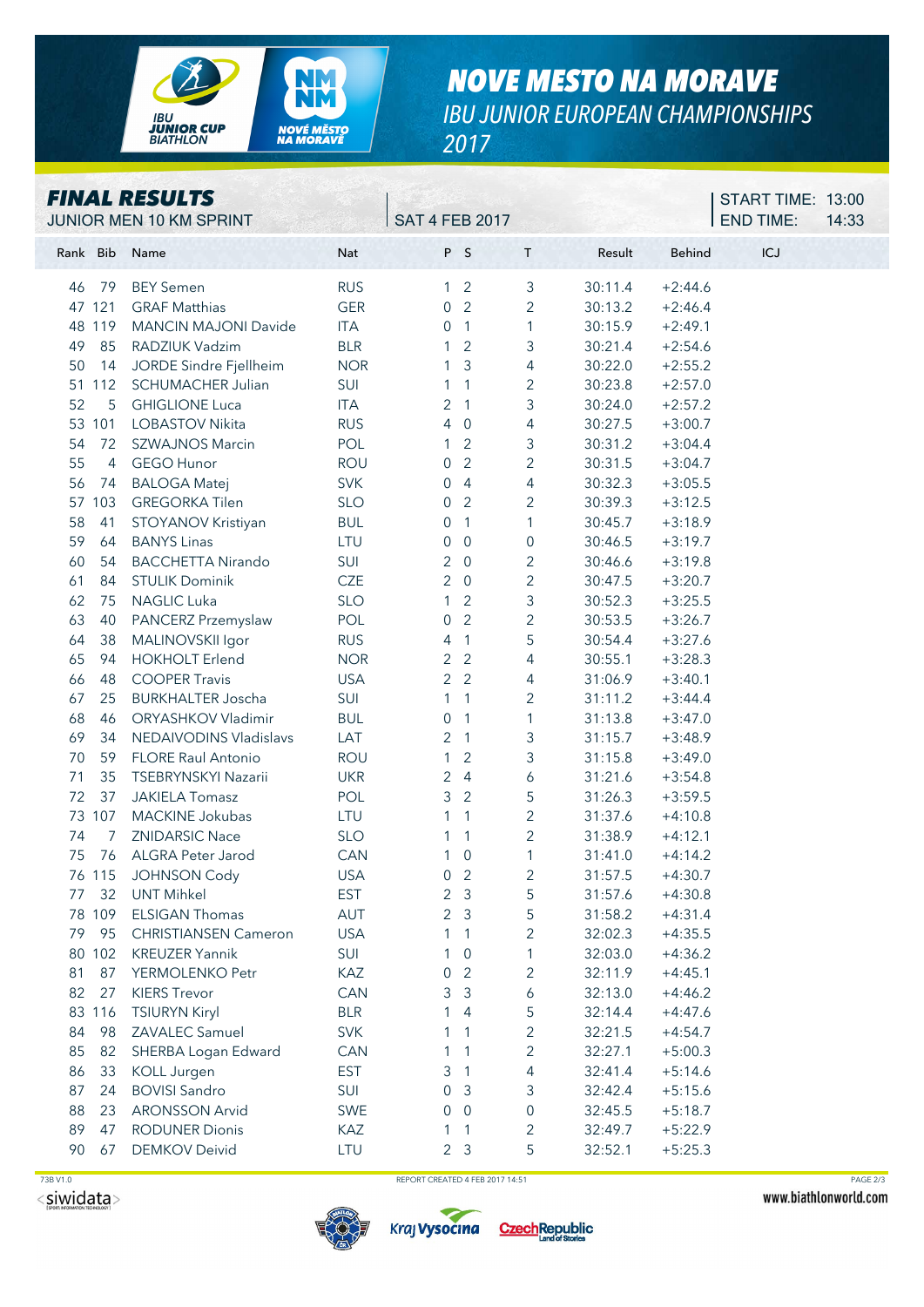# NOVE MESTO NA MORAVE

IBU JUNIOR EUROPEAN CHAMPIONSHIPS 2017

## FINAL RESULTS

JUNIOR MEN 10 KM SPRINT

SAT 4 FEB 2017

START TIME: 13:00
END TIME: 14:33

| Rank | Bib | Name | Nat | P | S | T | Result | Behind | ICJ |
|---|---|---|---|---|---|---|---|---|---|
| 46 | 79 | BEY Semen | RUS | 1 | 2 | 3 | 30:11.4 | +2:44.6 | |
| 47 | 121 | GRAF Matthias | GER | 0 | 2 | 2 | 30:13.2 | +2:46.4 | |
| 48 | 119 | MANCIN MAJONI Davide | ITA | 0 | 1 | 1 | 30:15.9 | +2:49.1 | |
| 49 | 85 | RADZIUK Vadzim | BLR | 1 | 2 | 3 | 30:21.4 | +2:54.6 | |
| 50 | 14 | JORDE Sindre Fjellheim | NOR | 1 | 3 | 4 | 30:22.0 | +2:55.2 | |
| 51 | 112 | SCHUMACHER Julian | SUI | 1 | 1 | 2 | 30:23.8 | +2:57.0 | |
| 52 | 5 | GHIGLIONE Luca | ITA | 2 | 1 | 3 | 30:24.0 | +2:57.2 | |
| 53 | 101 | LOBASTOV Nikita | RUS | 4 | 0 | 4 | 30:27.5 | +3:00.7 | |
| 54 | 72 | SZWAJNOS Marcin | POL | 1 | 2 | 3 | 30:31.2 | +3:04.4 | |
| 55 | 4 | GEGO Hunor | ROU | 0 | 2 | 2 | 30:31.5 | +3:04.7 | |
| 56 | 74 | BALOGA Matej | SVK | 0 | 4 | 4 | 30:32.3 | +3:05.5 | |
| 57 | 103 | GREGORKA Tilen | SLO | 0 | 2 | 2 | 30:39.3 | +3:12.5 | |
| 58 | 41 | STOYANOV Kristiyan | BUL | 0 | 1 | 1 | 30:45.7 | +3:18.9 | |
| 59 | 64 | BANYS Linas | LTU | 0 | 0 | 0 | 30:46.5 | +3:19.7 | |
| 60 | 54 | BACCHETTA Nirando | SUI | 2 | 0 | 2 | 30:46.6 | +3:19.8 | |
| 61 | 84 | STULIK Dominik | CZE | 2 | 0 | 2 | 30:47.5 | +3:20.7 | |
| 62 | 75 | NAGLIC Luka | SLO | 1 | 2 | 3 | 30:52.3 | +3:25.5 | |
| 63 | 40 | PANCERZ Przemyslaw | POL | 0 | 2 | 2 | 30:53.5 | +3:26.7 | |
| 64 | 38 | MALINOVSKII Igor | RUS | 4 | 1 | 5 | 30:54.4 | +3:27.6 | |
| 65 | 94 | HOKHOLT Erlend | NOR | 2 | 2 | 4 | 30:55.1 | +3:28.3 | |
| 66 | 48 | COOPER Travis | USA | 2 | 2 | 4 | 31:06.9 | +3:40.1 | |
| 67 | 25 | BURKHALTER Joscha | SUI | 1 | 1 | 2 | 31:11.2 | +3:44.4 | |
| 68 | 46 | ORYASHKOV Vladimir | BUL | 0 | 1 | 1 | 31:13.8 | +3:47.0 | |
| 69 | 34 | NEDAIVODINS Vladislavs | LAT | 2 | 1 | 3 | 31:15.7 | +3:48.9 | |
| 70 | 59 | FLORE Raul Antonio | ROU | 1 | 2 | 3 | 31:15.8 | +3:49.0 | |
| 71 | 35 | TSEBRYNSKYI Nazarii | UKR | 2 | 4 | 6 | 31:21.6 | +3:54.8 | |
| 72 | 37 | JAKIELA Tomasz | POL | 3 | 2 | 5 | 31:26.3 | +3:59.5 | |
| 73 | 107 | MACKINE Jokubas | LTU | 1 | 1 | 2 | 31:37.6 | +4:10.8 | |
| 74 | 7 | ZNIDARSIC Nace | SLO | 1 | 1 | 2 | 31:38.9 | +4:12.1 | |
| 75 | 76 | ALGRA Peter Jarod | CAN | 1 | 0 | 1 | 31:41.0 | +4:14.2 | |
| 76 | 115 | JOHNSON Cody | USA | 0 | 2 | 2 | 31:57.5 | +4:30.7 | |
| 77 | 32 | UNT Mihkel | EST | 2 | 3 | 5 | 31:57.6 | +4:30.8 | |
| 78 | 109 | ELSIGAN Thomas | AUT | 2 | 3 | 5 | 31:58.2 | +4:31.4 | |
| 79 | 95 | CHRISTIANSEN Cameron | USA | 1 | 1 | 2 | 32:02.3 | +4:35.5 | |
| 80 | 102 | KREUZER Yannik | SUI | 1 | 0 | 1 | 32:03.0 | +4:36.2 | |
| 81 | 87 | YERMOLENKO Petr | KAZ | 0 | 2 | 2 | 32:11.9 | +4:45.1 | |
| 82 | 27 | KIERS Trevor | CAN | 3 | 3 | 6 | 32:13.0 | +4:46.2 | |
| 83 | 116 | TSIURYN Kiryl | BLR | 1 | 4 | 5 | 32:14.4 | +4:47.6 | |
| 84 | 98 | ZAVALEC Samuel | SVK | 1 | 1 | 2 | 32:21.5 | +4:54.7 | |
| 85 | 82 | SHERBA Logan Edward | CAN | 1 | 1 | 2 | 32:27.1 | +5:00.3 | |
| 86 | 33 | KOLL Jurgen | EST | 3 | 1 | 4 | 32:41.4 | +5:14.6 | |
| 87 | 24 | BOVISI Sandro | SUI | 0 | 3 | 3 | 32:42.4 | +5:15.6 | |
| 88 | 23 | ARONSSON Arvid | SWE | 0 | 0 | 0 | 32:45.5 | +5:18.7 | |
| 89 | 47 | RODUNER Dionis | KAZ | 1 | 1 | 2 | 32:49.7 | +5:22.9 | |
| 90 | 67 | DEMKOV Deivid | LTU | 2 | 3 | 5 | 32:52.1 | +5:25.3 | |

73B V1.0 REPORT CREATED 4 FEB 2017 14:51

www.biathlonworld.com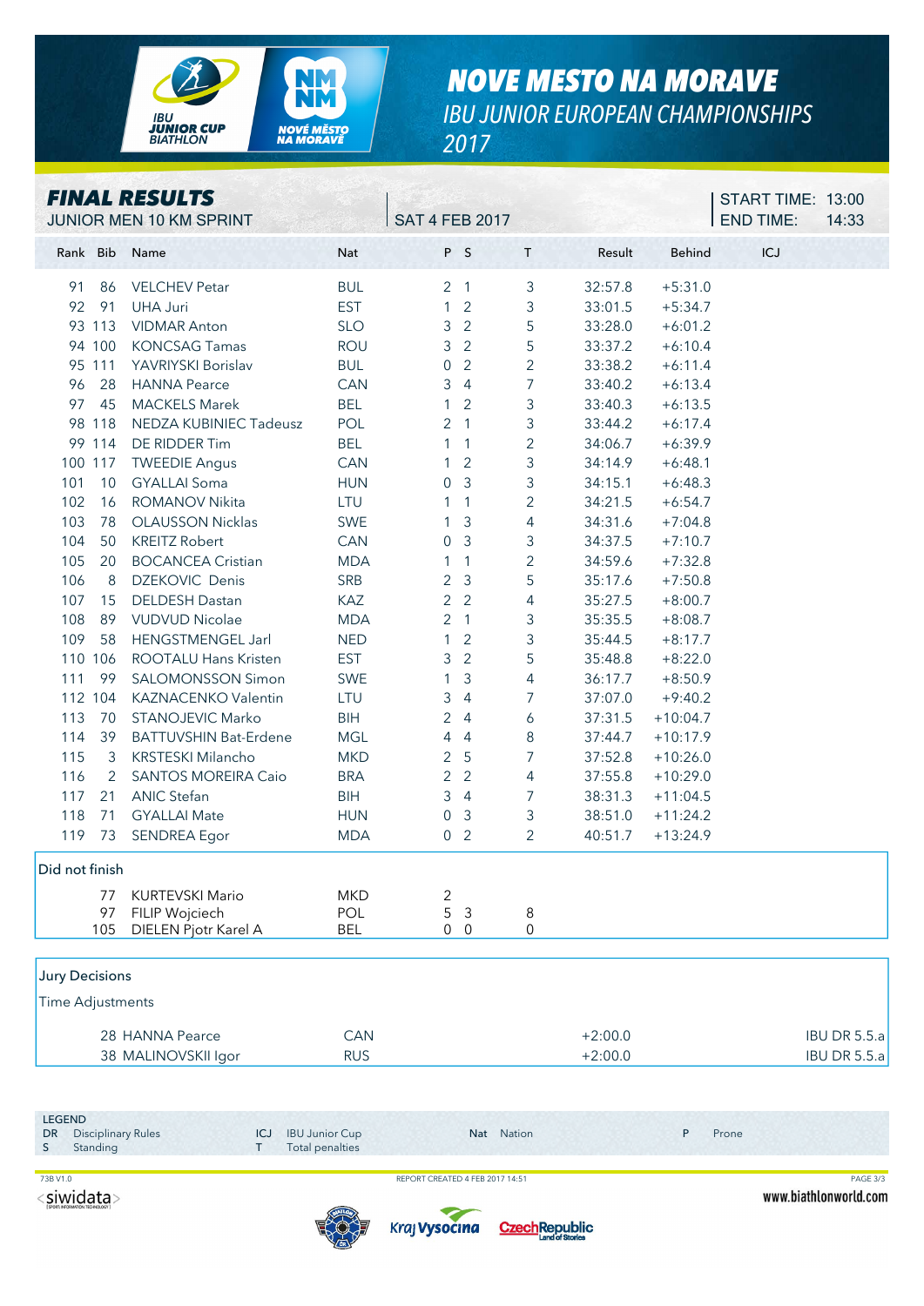# NOVE MESTO NA MORAVE

## IBU JUNIOR EUROPEAN CHAMPIONSHIPS 2017

### FINAL RESULTS

JUNIOR MEN 10 KM SPRINT

SAT 4 FEB 2017

START TIME: 13:00
END TIME: 14:33

| Rank | Bib | Name | Nat | P | S | T | Result | Behind | ICJ |
|---|---|---|---|---|---|---|---|---|---|
| 91 | 86 | VELCHEV Petar | BUL | 2 | 1 | 3 | 32:57.8 | +5:31.0 | |
| 92 | 91 | UHA Juri | EST | 1 | 2 | 3 | 33:01.5 | +5:34.7 | |
| 93 | 113 | VIDMAR Anton | SLO | 3 | 2 | 5 | 33:28.0 | +6:01.2 | |
| 94 | 100 | KONCSAG Tamas | ROU | 3 | 2 | 5 | 33:37.2 | +6:10.4 | |
| 95 | 111 | YAVRIYSKI Borislav | BUL | 0 | 2 | 2 | 33:38.2 | +6:11.4 | |
| 96 | 28 | HANNA Pearce | CAN | 3 | 4 | 7 | 33:40.2 | +6:13.4 | |
| 97 | 45 | MACKELS Marek | BEL | 1 | 2 | 3 | 33:40.3 | +6:13.5 | |
| 98 | 118 | NEDZA KUBINIEC Tadeusz | POL | 2 | 1 | 3 | 33:44.2 | +6:17.4 | |
| 99 | 114 | DE RIDDER Tim | BEL | 1 | 1 | 2 | 34:06.7 | +6:39.9 | |
| 100 | 117 | TWEEDIE Angus | CAN | 1 | 2 | 3 | 34:14.9 | +6:48.1 | |
| 101 | 10 | GYALLAI Soma | HUN | 0 | 3 | 3 | 34:15.1 | +6:48.3 | |
| 102 | 16 | ROMANOV Nikita | LTU | 1 | 1 | 2 | 34:21.5 | +6:54.7 | |
| 103 | 78 | OLAUSSON Nicklas | SWE | 1 | 3 | 4 | 34:31.6 | +7:04.8 | |
| 104 | 50 | KREITZ Robert | CAN | 0 | 3 | 3 | 34:37.5 | +7:10.7 | |
| 105 | 20 | BOCANCEA Cristian | MDA | 1 | 1 | 2 | 34:59.6 | +7:32.8 | |
| 106 | 8 | DZEKOVIC Denis | SRB | 2 | 3 | 5 | 35:17.6 | +7:50.8 | |
| 107 | 15 | DELDESH Dastan | KAZ | 2 | 2 | 4 | 35:27.5 | +8:00.7 | |
| 108 | 89 | VUDVUD Nicolae | MDA | 2 | 1 | 3 | 35:35.5 | +8:08.7 | |
| 109 | 58 | HENGSTMENGEL Jarl | NED | 1 | 2 | 3 | 35:44.5 | +8:17.7 | |
| 110 | 106 | ROOTALU Hans Kristen | EST | 3 | 2 | 5 | 35:48.8 | +8:22.0 | |
| 111 | 99 | SALOMONSSON Simon | SWE | 1 | 3 | 4 | 36:17.7 | +8:50.9 | |
| 112 | 104 | KAZNACENKO Valentin | LTU | 3 | 4 | 7 | 37:07.0 | +9:40.2 | |
| 113 | 70 | STANOJEVIC Marko | BIH | 2 | 4 | 6 | 37:31.5 | +10:04.7 | |
| 114 | 39 | BATTUVSHIN Bat-Erdene | MGL | 4 | 4 | 8 | 37:44.7 | +10:17.9 | |
| 115 | 3 | KRSTESKI Milancho | MKD | 2 | 5 | 7 | 37:52.8 | +10:26.0 | |
| 116 | 2 | SANTOS MOREIRA Caio | BRA | 2 | 2 | 4 | 37:55.8 | +10:29.0 | |
| 117 | 21 | ANIC Stefan | BIH | 3 | 4 | 7 | 38:31.3 | +11:04.5 | |
| 118 | 71 | GYALLAI Mate | HUN | 0 | 3 | 3 | 38:51.0 | +11:24.2 | |
| 119 | 73 | SENDREA Egor | MDA | 0 | 2 | 2 | 40:51.7 | +13:24.9 | |

### Did not finish

| Bib | Name | Nat | P | S | T |
|---|---|---|---|---|---|
| 77 | KURTEVSKI Mario | MKD | 2 | | |
| 97 | FILIP Wojciech | POL | 5 | 3 | 8 |
| 105 | DIELEN Pjotr Karel A | BEL | 0 | 0 | 0 |

### Jury Decisions

Time Adjustments

| Bib | Name | Nat | Adjustment | Rule |
|---|---|---|---|---|
| 28 | HANNA Pearce | CAN | +2:00.0 | IBU DR 5.5.a |
| 38 | MALINOVSKII Igor | RUS | +2:00.0 | IBU DR 5.5.a |

LEGEND

| | | | | | | | |
|---|---|---|---|---|---|---|---|
| DR | Disciplinary Rules | ICJ | IBU Junior Cup | Nat | Nation | P | Prone |
| S | Standing | T | Total penalties | | | | |

73B V1.0 — REPORT CREATED 4 FEB 2017 14:51

www.biathlonworld.com